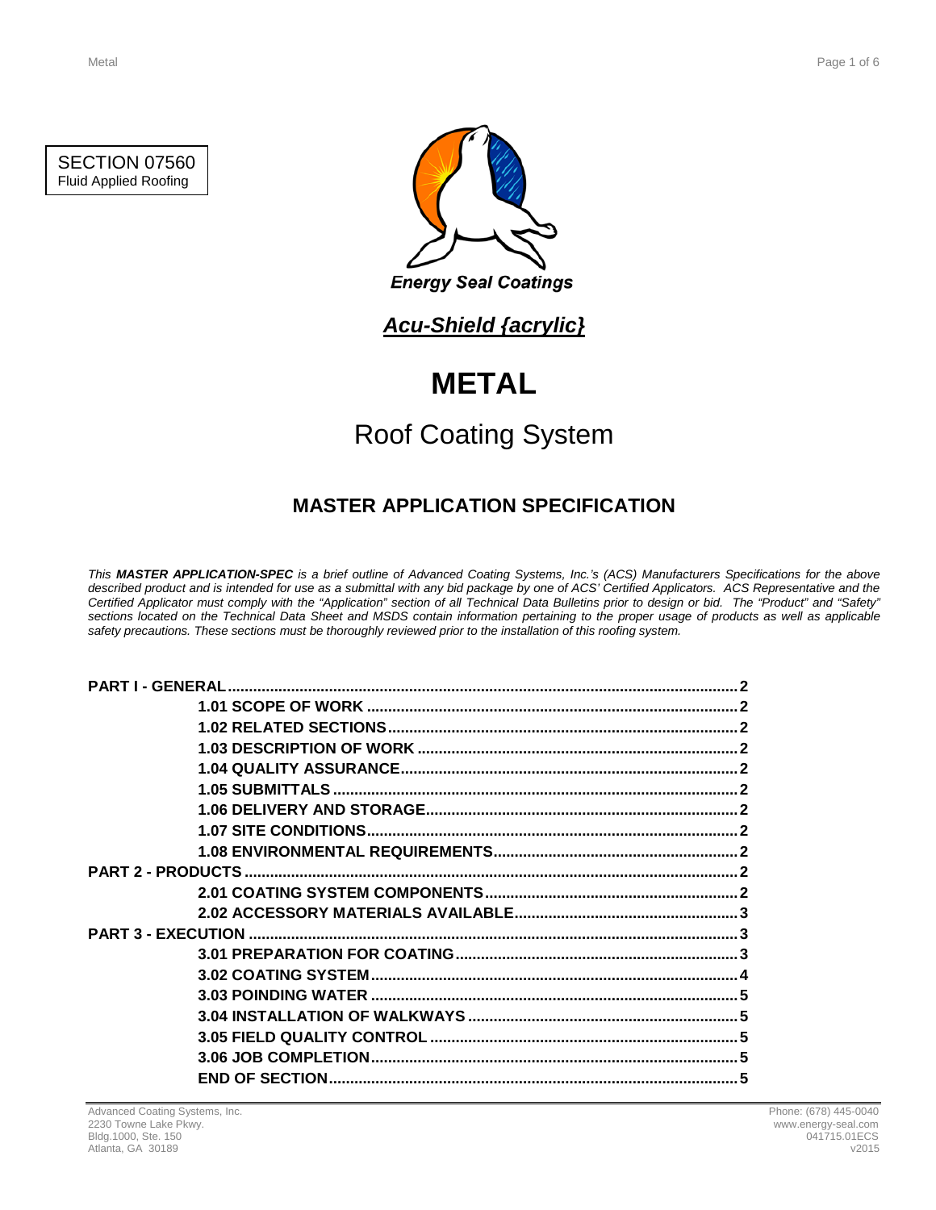SECTION 07560
Fluid Applied Roofing

Energy Seal Coatings

***Acu-Shield {acrylic}***

# METAL

## Roof Coating System

### MASTER APPLICATION SPECIFICATION

*This **MASTER APPLICATION-SPEC** is a brief outline of Advanced Coating Systems, Inc.'s (ACS) Manufacturers Specifications for the above described product and is intended for use as a submittal with any bid package by one of ACS' Certified Applicators. ACS Representative and the Certified Applicator must comply with the "Application" section of all Technical Data Bulletins prior to design or bid. The "Product" and "Safety" sections located on the Technical Data Sheet and MSDS contain information pertaining to the proper usage of products as well as applicable safety precautions. These sections must be thoroughly reviewed prior to the installation of this roofing system.*

**PART I - GENERAL** .......... 2
- **1.01 SCOPE OF WORK** .......... 2
- **1.02 RELATED SECTIONS** .......... 2
- **1.03 DESCRIPTION OF WORK** .......... 2
- **1.04 QUALITY ASSURANCE** .......... 2
- **1.05 SUBMITTALS** .......... 2
- **1.06 DELIVERY AND STORAGE** .......... 2
- **1.07 SITE CONDITIONS** .......... 2
- **1.08 ENVIRONMENTAL REQUIREMENTS** .......... 2

**PART 2 - PRODUCTS** .......... 2
- **2.01 COATING SYSTEM COMPONENTS** .......... 2
- **2.02 ACCESSORY MATERIALS AVAILABLE** .......... 3

**PART 3 - EXECUTION** .......... 3
- **3.01 PREPARATION FOR COATING** .......... 3
- **3.02 COATING SYSTEM** .......... 4
- **3.03 POINDING WATER** .......... 5
- **3.04 INSTALLATION OF WALKWAYS** .......... 5
- **3.05 FIELD QUALITY CONTROL** .......... 5
- **3.06 JOB COMPLETION** .......... 5
- **END OF SECTION** .......... 5

Advanced Coating Systems, Inc.
2230 Towne Lake Pkwy.
Bldg.1000, Ste. 150
Atlanta, GA 30189

Phone: (678) 445-0040
www.energy-seal.com
041715.01ECS
v2015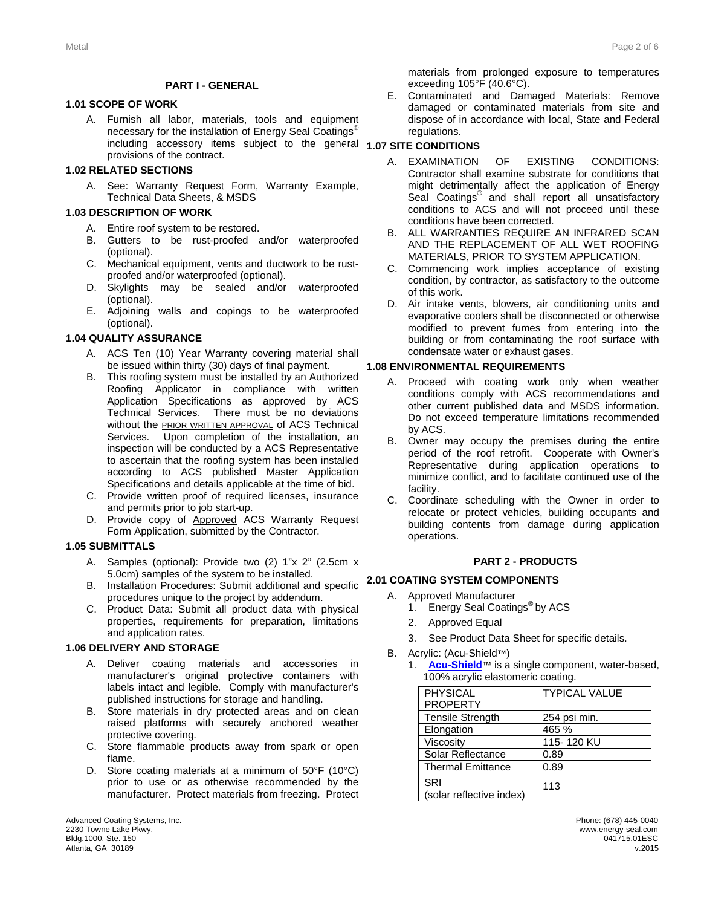## PART I - GENERAL

### 1.01 SCOPE OF WORK

A. Furnish all labor, materials, tools and equipment necessary for the installation of Energy Seal Coatings® including accessory items subject to the general provisions of the contract.

### 1.02 RELATED SECTIONS

A. See: Warranty Request Form, Warranty Example, Technical Data Sheets, & MSDS

### 1.03 DESCRIPTION OF WORK

A. Entire roof system to be restored.
B. Gutters to be rust-proofed and/or waterproofed (optional).
C. Mechanical equipment, vents and ductwork to be rust-proofed and/or waterproofed (optional).
D. Skylights may be sealed and/or waterproofed (optional).
E. Adjoining walls and copings to be waterproofed (optional).

### 1.04 QUALITY ASSURANCE

A. ACS Ten (10) Year Warranty covering material shall be issued within thirty (30) days of final payment.
B. This roofing system must be installed by an Authorized Roofing Applicator in compliance with written Application Specifications as approved by ACS Technical Services. There must be no deviations without the PRIOR WRITTEN APPROVAL of ACS Technical Services. Upon completion of the installation, an inspection will be conducted by a ACS Representative to ascertain that the roofing system has been installed according to ACS published Master Application Specifications and details applicable at the time of bid.
C. Provide written proof of required licenses, insurance and permits prior to job start-up.
D. Provide copy of Approved ACS Warranty Request Form Application, submitted by the Contractor.

### 1.05 SUBMITTALS

A. Samples (optional): Provide two (2) 1"x 2" (2.5cm x 5.0cm) samples of the system to be installed.
B. Installation Procedures: Submit additional and specific procedures unique to the project by addendum.
C. Product Data: Submit all product data with physical properties, requirements for preparation, limitations and application rates.

### 1.06 DELIVERY AND STORAGE

A. Deliver coating materials and accessories in manufacturer's original protective containers with labels intact and legible. Comply with manufacturer's published instructions for storage and handling.
B. Store materials in dry protected areas and on clean raised platforms with securely anchored weather protective covering.
C. Store flammable products away from spark or open flame.
D. Store coating materials at a minimum of 50°F (10°C) prior to use or as otherwise recommended by the manufacturer. Protect materials from freezing. Protect materials from prolonged exposure to temperatures exceeding 105°F (40.6°C).
E. Contaminated and Damaged Materials: Remove damaged or contaminated materials from site and dispose of in accordance with local, State and Federal regulations.

### 1.07 SITE CONDITIONS

A. EXAMINATION OF EXISTING CONDITIONS: Contractor shall examine substrate for conditions that might detrimentally affect the application of Energy Seal Coatings® and shall report all unsatisfactory conditions to ACS and will not proceed until these conditions have been corrected.
B. ALL WARRANTIES REQUIRE AN INFRARED SCAN AND THE REPLACEMENT OF ALL WET ROOFING MATERIALS, PRIOR TO SYSTEM APPLICATION.
C. Commencing work implies acceptance of existing condition, by contractor, as satisfactory to the outcome of this work.
D. Air intake vents, blowers, air conditioning units and evaporative coolers shall be disconnected or otherwise modified to prevent fumes from entering into the building or from contaminating the roof surface with condensate water or exhaust gases.

### 1.08 ENVIRONMENTAL REQUIREMENTS

A. Proceed with coating work only when weather conditions comply with ACS recommendations and other current published data and MSDS information. Do not exceed temperature limitations recommended by ACS.
B. Owner may occupy the premises during the entire period of the roof retrofit. Cooperate with Owner's Representative during application operations to minimize conflict, and to facilitate continued use of the facility.
C. Coordinate scheduling with the Owner in order to relocate or protect vehicles, building occupants and building contents from damage during application operations.

## PART 2 - PRODUCTS

### 2.01 COATING SYSTEM COMPONENTS

A. Approved Manufacturer
   1. Energy Seal Coatings® by ACS
   2. Approved Equal
   3. See Product Data Sheet for specific details.
B. Acrylic: (Acu-Shield™)
   1. **Acu-Shield**™ is a single component, water-based, 100% acrylic elastomeric coating.

| PHYSICAL PROPERTY | TYPICAL VALUE |
|---|---|
| Tensile Strength | 254 psi min. |
| Elongation | 465 % |
| Viscosity | 115- 120 KU |
| Solar Reflectance | 0.89 |
| Thermal Emittance | 0.89 |
| SRI (solar reflective index) | 113 |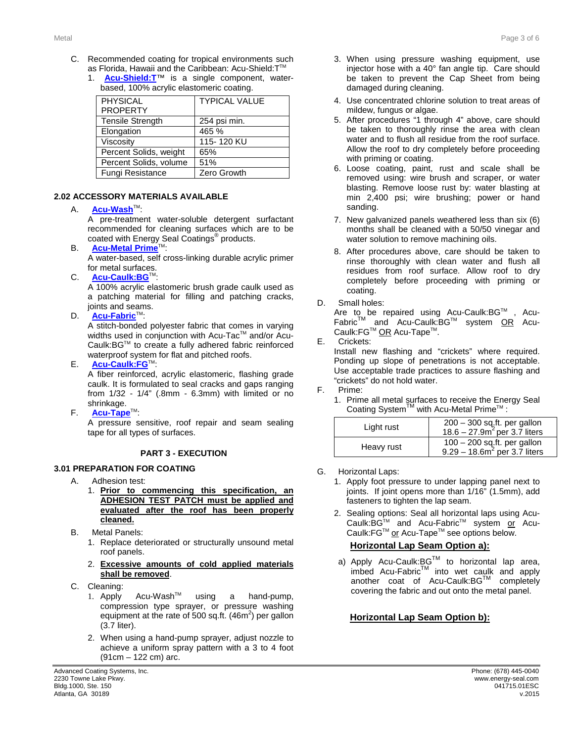C. Recommended coating for tropical environments such as Florida, Hawaii and the Caribbean: Acu-Shield:T™

1. **Acu-Shield:T**™ is a single component, water-based, 100% acrylic elastomeric coating.

| PHYSICAL PROPERTY | TYPICAL VALUE |
|---|---|
| Tensile Strength | 254 psi min. |
| Elongation | 465 % |
| Viscosity | 115- 120 KU |
| Percent Solids, weight | 65% |
| Percent Solids, volume | 51% |
| Fungi Resistance | Zero Growth |

### 2.02 ACCESSORY MATERIALS AVAILABLE

A. **Acu-Wash**™:
A pre-treatment water-soluble detergent surfactant recommended for cleaning surfaces which are to be coated with Energy Seal Coatings® products.

B. **Acu-Metal Prime**™:
A water-based, self cross-linking durable acrylic primer for metal surfaces.

C. **Acu-Caulk:BG**™:
A 100% acrylic elastomeric brush grade caulk used as a patching material for filling and patching cracks, joints and seams.

D. **Acu-Fabric**™:
A stitch-bonded polyester fabric that comes in varying widths used in conjunction with Acu-Tac™ and/or Acu-Caulk:BG™ to create a fully adhered fabric reinforced waterproof system for flat and pitched roofs.

E. **Acu-Caulk:FG**™:
A fiber reinforced, acrylic elastomeric, flashing grade caulk. It is formulated to seal cracks and gaps ranging from 1/32 - 1/4" (.8mm - 6.3mm) with limited or no shrinkage.

F. **Acu-Tape**™:
A pressure sensitive, roof repair and seam sealing tape for all types of surfaces.

## PART 3 - EXECUTION

### 3.01 PREPARATION FOR COATING

A. Adhesion test:

1. **Prior to commencing this specification, an ADHESION TEST PATCH must be applied and evaluated after the roof has been properly cleaned.**

B. Metal Panels:

1. Replace deteriorated or structurally unsound metal roof panels.
2. **Excessive amounts of cold applied materials shall be removed**.

C. Cleaning:

1. Apply Acu-Wash™ using a hand-pump, compression type sprayer, or pressure washing equipment at the rate of 500 sq.ft. (46m²) per gallon (3.7 liter).
2. When using a hand-pump sprayer, adjust nozzle to achieve a uniform spray pattern with a 3 to 4 foot (91cm – 122 cm) arc.
3. When using pressure washing equipment, use injector hose with a 40° fan angle tip. Care should be taken to prevent the Cap Sheet from being damaged during cleaning.
4. Use concentrated chlorine solution to treat areas of mildew, fungus or algae.
5. After procedures "1 through 4" above, care should be taken to thoroughly rinse the area with clean water and to flush all residue from the roof surface. Allow the roof to dry completely before proceeding with priming or coating.
6. Loose coating, paint, rust and scale shall be removed using: wire brush and scraper, or water blasting. Remove loose rust by: water blasting at min 2,400 psi; wire brushing; power or hand sanding.
7. New galvanized panels weathered less than six (6) months shall be cleaned with a 50/50 vinegar and water solution to remove machining oils.
8. After procedures above, care should be taken to rinse thoroughly with clean water and flush all residues from roof surface. Allow roof to dry completely before proceeding with priming or coating.

D. Small holes:
Are to be repaired using Acu-Caulk:BG™ , Acu-Fabric™ and Acu-Caulk:BG™ system OR Acu-Caulk:FG™ OR Acu-Tape™.

E. Crickets:
Install new flashing and "crickets" where required. Ponding up slope of penetrations is not acceptable. Use acceptable trade practices to assure flashing and "crickets" do not hold water.

F. Prime:

1. Prime all metal surfaces to receive the Energy Seal Coating System™ with Acu-Metal Prime™ :

| | |
|---|---|
| Light rust | 200 – 300 sq.ft. per gallon<br>18.6 – 27.9m² per 3.7 liters |
| Heavy rust | 100 – 200 sq.ft. per gallon<br>9.29 – 18.6m² per 3.7 liters |

G. Horizontal Laps:

1. Apply foot pressure to under lapping panel next to joints. If joint opens more than 1/16" (1.5mm), add fasteners to tighten the lap seam.
2. Sealing options: Seal all horizontal laps using Acu-Caulk:BG™ and Acu-Fabric™ system or Acu-Caulk:FG™ or Acu-Tape™ see options below.

**Horizontal Lap Seam Option a):**

a) Apply Acu-Caulk:BG™ to horizontal lap area, imbed Acu-Fabric™ into wet caulk and apply another coat of Acu-Caulk:BG™ completely covering the fabric and out onto the metal panel.

**Horizontal Lap Seam Option b):**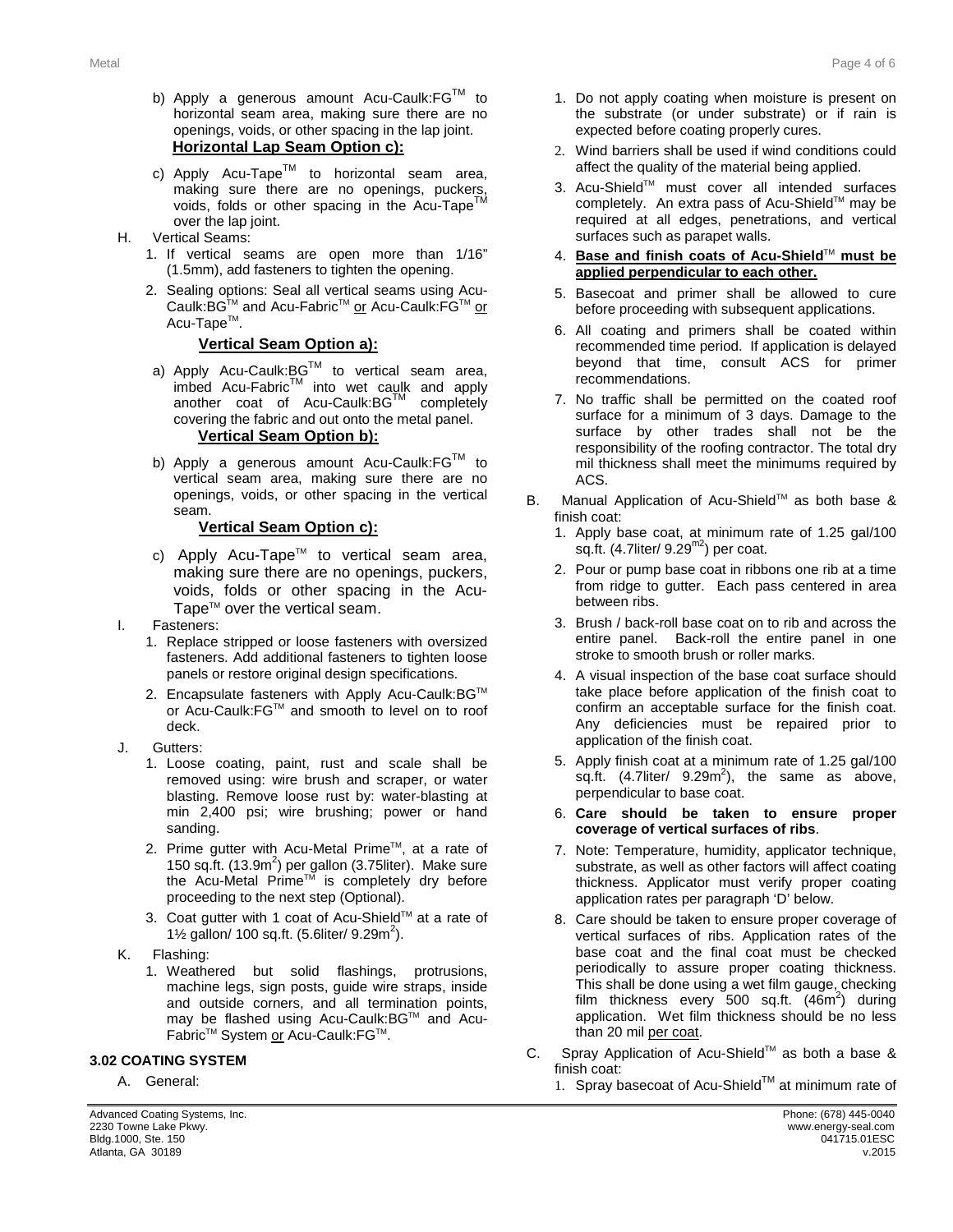b) Apply a generous amount Acu-Caulk:FG™ to horizontal seam area, making sure there are no openings, voids, or other spacing in the lap joint.

**Horizontal Lap Seam Option c):**

c) Apply Acu-Tape™ to horizontal seam area, making sure there are no openings, puckers, voids, folds or other spacing in the Acu-Tape™ over the lap joint.

H. Vertical Seams:

1. If vertical seams are open more than 1/16" (1.5mm), add fasteners to tighten the opening.
2. Sealing options: Seal all vertical seams using Acu-Caulk:BG™ and Acu-Fabric™ or Acu-Caulk:FG™ or Acu-Tape™.

**Vertical Seam Option a):**

a) Apply Acu-Caulk:BG™ to vertical seam area, imbed Acu-Fabric™ into wet caulk and apply another coat of Acu-Caulk:BG™ completely covering the fabric and out onto the metal panel.

**Vertical Seam Option b):**

b) Apply a generous amount Acu-Caulk:FG™ to vertical seam area, making sure there are no openings, voids, or other spacing in the vertical seam.

**Vertical Seam Option c):**

c) Apply Acu-Tape™ to vertical seam area, making sure there are no openings, puckers, voids, folds or other spacing in the Acu-Tape™ over the vertical seam.

I. Fasteners:

1. Replace stripped or loose fasteners with oversized fasteners. Add additional fasteners to tighten loose panels or restore original design specifications.
2. Encapsulate fasteners with Apply Acu-Caulk:BG™ or Acu-Caulk:FG™ and smooth to level on to roof deck.

J. Gutters:

1. Loose coating, paint, rust and scale shall be removed using: wire brush and scraper, or water blasting. Remove loose rust by: water-blasting at min 2,400 psi; wire brushing; power or hand sanding.
2. Prime gutter with Acu-Metal Prime™, at a rate of 150 sq.ft. (13.9m$^2$) per gallon (3.75liter). Make sure the Acu-Metal Prime™ is completely dry before proceeding to the next step (Optional).
3. Coat gutter with 1 coat of Acu-Shield™ at a rate of 1½ gallon/ 100 sq.ft. (5.6liter/ 9.29m$^2$).

K. Flashing:

1. Weathered but solid flashings, protrusions, machine legs, sign posts, guide wire straps, inside and outside corners, and all termination points, may be flashed using Acu-Caulk:BG™ and Acu-Fabric™ System or Acu-Caulk:FG™.

### 3.02 COATING SYSTEM

A. General:

1. Do not apply coating when moisture is present on the substrate (or under substrate) or if rain is expected before coating properly cures.
2. Wind barriers shall be used if wind conditions could affect the quality of the material being applied.
3. Acu-Shield™ must cover all intended surfaces completely. An extra pass of Acu-Shield™ may be required at all edges, penetrations, and vertical surfaces such as parapet walls.
4. **Base and finish coats of Acu-Shield™ must be applied perpendicular to each other.**
5. Basecoat and primer shall be allowed to cure before proceeding with subsequent applications.
6. All coating and primers shall be coated within recommended time period. If application is delayed beyond that time, consult ACS for primer recommendations.
7. No traffic shall be permitted on the coated roof surface for a minimum of 3 days. Damage to the surface by other trades shall not be the responsibility of the roofing contractor. The total dry mil thickness shall meet the minimums required by ACS.

B. Manual Application of Acu-Shield™ as both base & finish coat:

1. Apply base coat, at minimum rate of 1.25 gal/100 sq.ft. (4.7liter/ 9.29$^{m2}$) per coat.
2. Pour or pump base coat in ribbons one rib at a time from ridge to gutter. Each pass centered in area between ribs.
3. Brush / back-roll base coat on to rib and across the entire panel. Back-roll the entire panel in one stroke to smooth brush or roller marks.
4. A visual inspection of the base coat surface should take place before application of the finish coat to confirm an acceptable surface for the finish coat. Any deficiencies must be repaired prior to application of the finish coat.
5. Apply finish coat at a minimum rate of 1.25 gal/100 sq.ft. (4.7liter/ 9.29m$^2$), the same as above, perpendicular to base coat.
6. **Care should be taken to ensure proper coverage of vertical surfaces of ribs**.
7. Note: Temperature, humidity, applicator technique, substrate, as well as other factors will affect coating thickness. Applicator must verify proper coating application rates per paragraph 'D' below.
8. Care should be taken to ensure proper coverage of vertical surfaces of ribs. Application rates of the base coat and the final coat must be checked periodically to assure proper coating thickness. This shall be done using a wet film gauge, checking film thickness every 500 sq.ft. (46m$^2$) during application. Wet film thickness should be no less than 20 mil per coat.

C. Spray Application of Acu-Shield™ as both a base & finish coat:

1. Spray basecoat of Acu-Shield™ at minimum rate of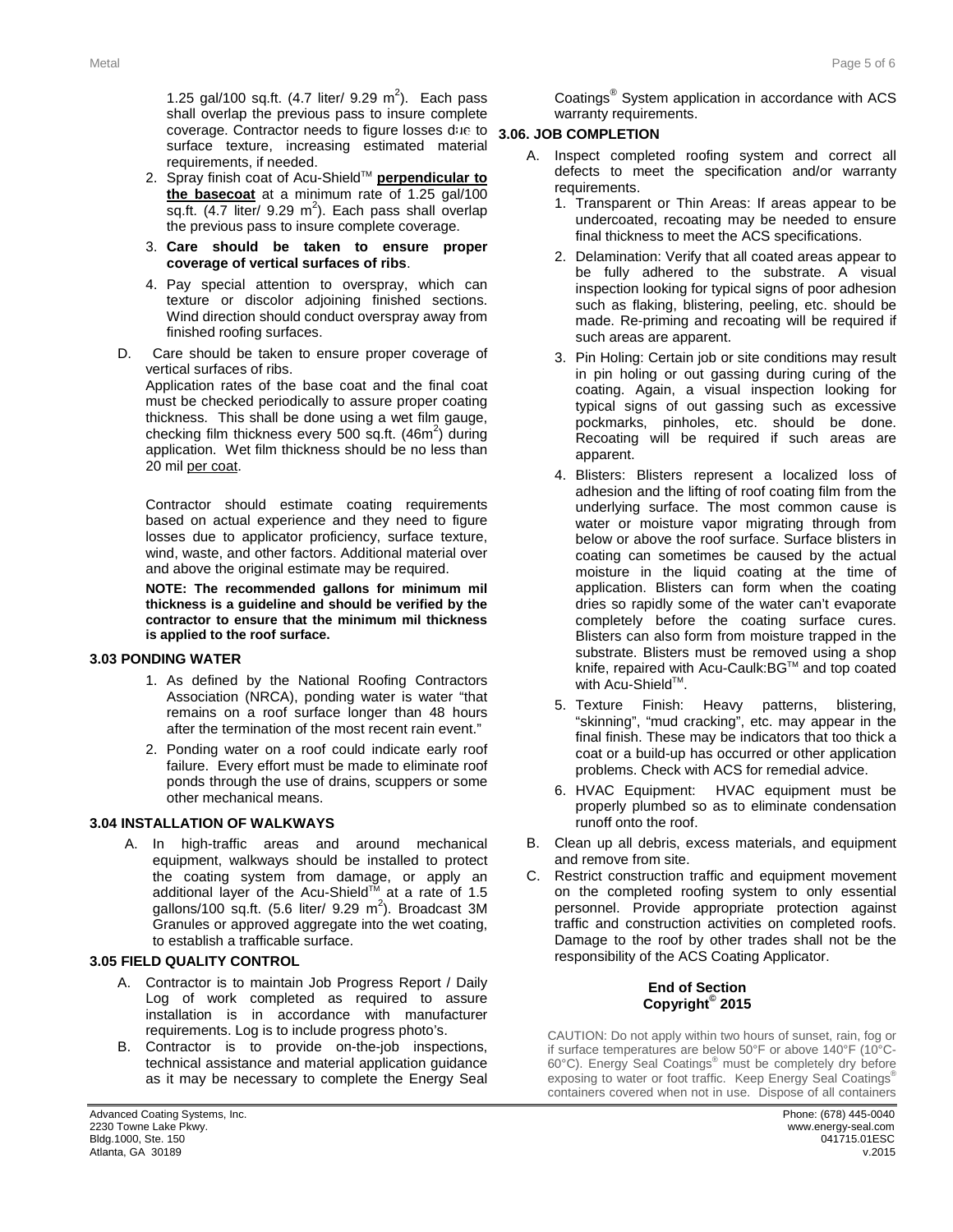1.25 gal/100 sq.ft. (4.7 liter/ 9.29 $m^2$). Each pass shall overlap the previous pass to insure complete coverage. Contractor needs to figure losses due to surface texture, increasing estimated material requirements, if needed.

2. Spray finish coat of Acu-Shield™ **perpendicular to the basecoat** at a minimum rate of 1.25 gal/100 sq.ft. (4.7 liter/ 9.29 $m^2$). Each pass shall overlap the previous pass to insure complete coverage.
3. **Care should be taken to ensure proper coverage of vertical surfaces of ribs**.
4. Pay special attention to overspray, which can texture or discolor adjoining finished sections. Wind direction should conduct overspray away from finished roofing surfaces.

D. Care should be taken to ensure proper coverage of vertical surfaces of ribs.

Application rates of the base coat and the final coat must be checked periodically to assure proper coating thickness. This shall be done using a wet film gauge, checking film thickness every 500 sq.ft. (46$m^2$) during application. Wet film thickness should be no less than 20 mil per coat.

Contractor should estimate coating requirements based on actual experience and they need to figure losses due to applicator proficiency, surface texture, wind, waste, and other factors. Additional material over and above the original estimate may be required.

**NOTE: The recommended gallons for minimum mil thickness is a guideline and should be verified by the contractor to ensure that the minimum mil thickness is applied to the roof surface.**

### 3.03 PONDING WATER

1. As defined by the National Roofing Contractors Association (NRCA), ponding water is water "that remains on a roof surface longer than 48 hours after the termination of the most recent rain event."
2. Ponding water on a roof could indicate early roof failure. Every effort must be made to eliminate roof ponds through the use of drains, scuppers or some other mechanical means.

### 3.04 INSTALLATION OF WALKWAYS

A. In high-traffic areas and around mechanical equipment, walkways should be installed to protect the coating system from damage, or apply an additional layer of the Acu-Shield™ at a rate of 1.5 gallons/100 sq.ft. (5.6 liter/ 9.29 $m^2$). Broadcast 3M Granules or approved aggregate into the wet coating, to establish a trafficable surface.

### 3.05 FIELD QUALITY CONTROL

A. Contractor is to maintain Job Progress Report / Daily Log of work completed as required to assure installation is in accordance with manufacturer requirements. Log is to include progress photo's.

B. Contractor is to provide on-the-job inspections, technical assistance and material application guidance as it may be necessary to complete the Energy Seal Coatings® System application in accordance with ACS warranty requirements.

### 3.06. JOB COMPLETION

A. Inspect completed roofing system and correct all defects to meet the specification and/or warranty requirements.

1. Transparent or Thin Areas: If areas appear to be undercoated, recoating may be needed to ensure final thickness to meet the ACS specifications.
2. Delamination: Verify that all coated areas appear to be fully adhered to the substrate. A visual inspection looking for typical signs of poor adhesion such as flaking, blistering, peeling, etc. should be made. Re-priming and recoating will be required if such areas are apparent.
3. Pin Holing: Certain job or site conditions may result in pin holing or out gassing during curing of the coating. Again, a visual inspection looking for typical signs of out gassing such as excessive pockmarks, pinholes, etc. should be done. Recoating will be required if such areas are apparent.
4. Blisters: Blisters represent a localized loss of adhesion and the lifting of roof coating film from the underlying surface. The most common cause is water or moisture vapor migrating through from below or above the roof surface. Surface blisters in coating can sometimes be caused by the actual moisture in the liquid coating at the time of application. Blisters can form when the coating dries so rapidly some of the water can't evaporate completely before the coating surface cures. Blisters can also form from moisture trapped in the substrate. Blisters must be removed using a shop knife, repaired with Acu-Caulk:BG™ and top coated with Acu-Shield™.
5. Texture Finish: Heavy patterns, blistering, "skinning", "mud cracking", etc. may appear in the final finish. These may be indicators that too thick a coat or a build-up has occurred or other application problems. Check with ACS for remedial advice.
6. HVAC Equipment: HVAC equipment must be properly plumbed so as to eliminate condensation runoff onto the roof.

B. Clean up all debris, excess materials, and equipment and remove from site.

C. Restrict construction traffic and equipment movement on the completed roofing system to only essential personnel. Provide appropriate protection against traffic and construction activities on completed roofs. Damage to the roof by other trades shall not be the responsibility of the ACS Coating Applicator.

**End of Section**
**Copyright© 2015**

CAUTION: Do not apply within two hours of sunset, rain, fog or if surface temperatures are below 50°F or above 140°F (10°C-60°C). Energy Seal Coatings® must be completely dry before exposing to water or foot traffic. Keep Energy Seal Coatings® containers covered when not in use. Dispose of all containers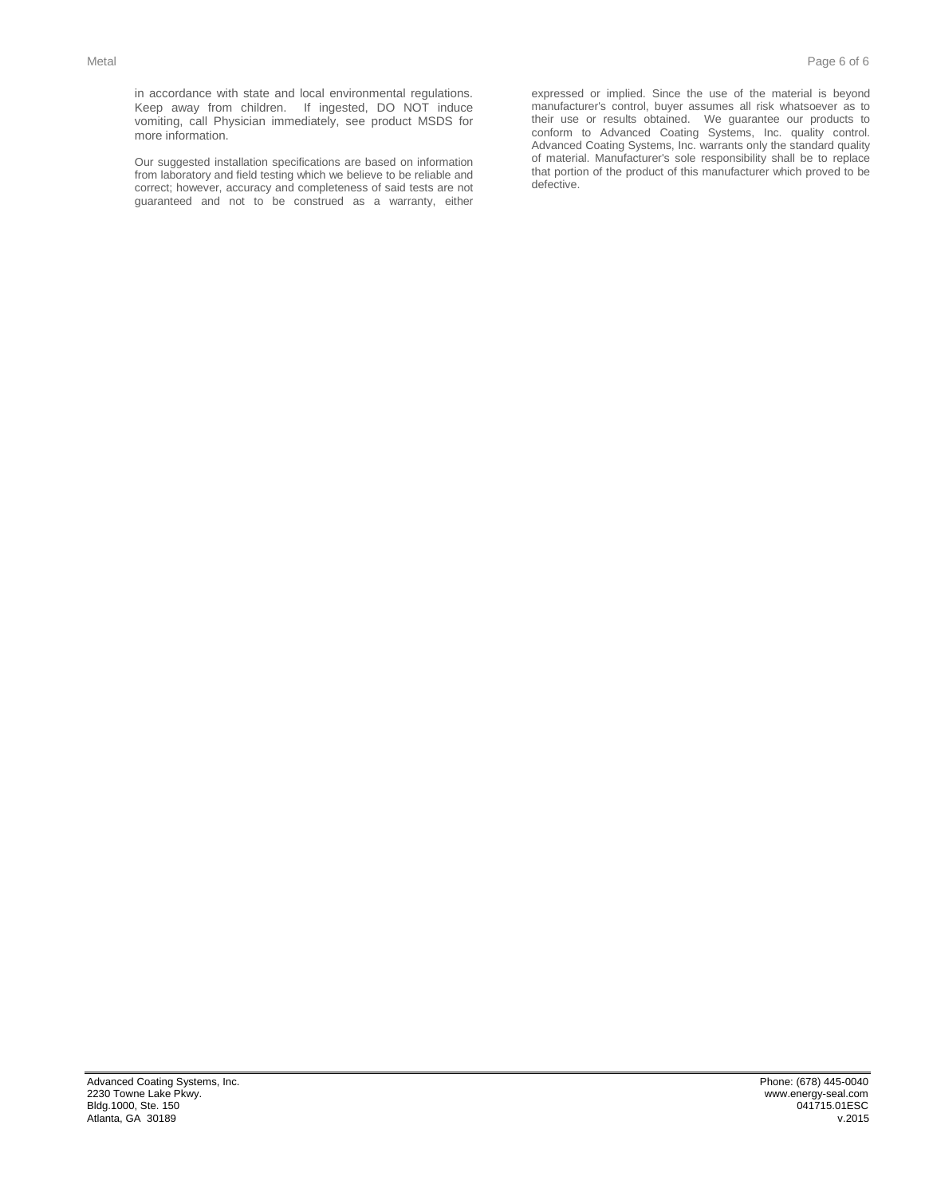in accordance with state and local environmental regulations. Keep away from children. If ingested, DO NOT induce vomiting, call Physician immediately, see product MSDS for more information.

Our suggested installation specifications are based on information from laboratory and field testing which we believe to be reliable and correct; however, accuracy and completeness of said tests are not guaranteed and not to be construed as a warranty, either expressed or implied. Since the use of the material is beyond manufacturer's control, buyer assumes all risk whatsoever as to their use or results obtained. We guarantee our products to conform to Advanced Coating Systems, Inc. quality control. Advanced Coating Systems, Inc. warrants only the standard quality of material. Manufacturer's sole responsibility shall be to replace that portion of the product of this manufacturer which proved to be defective.